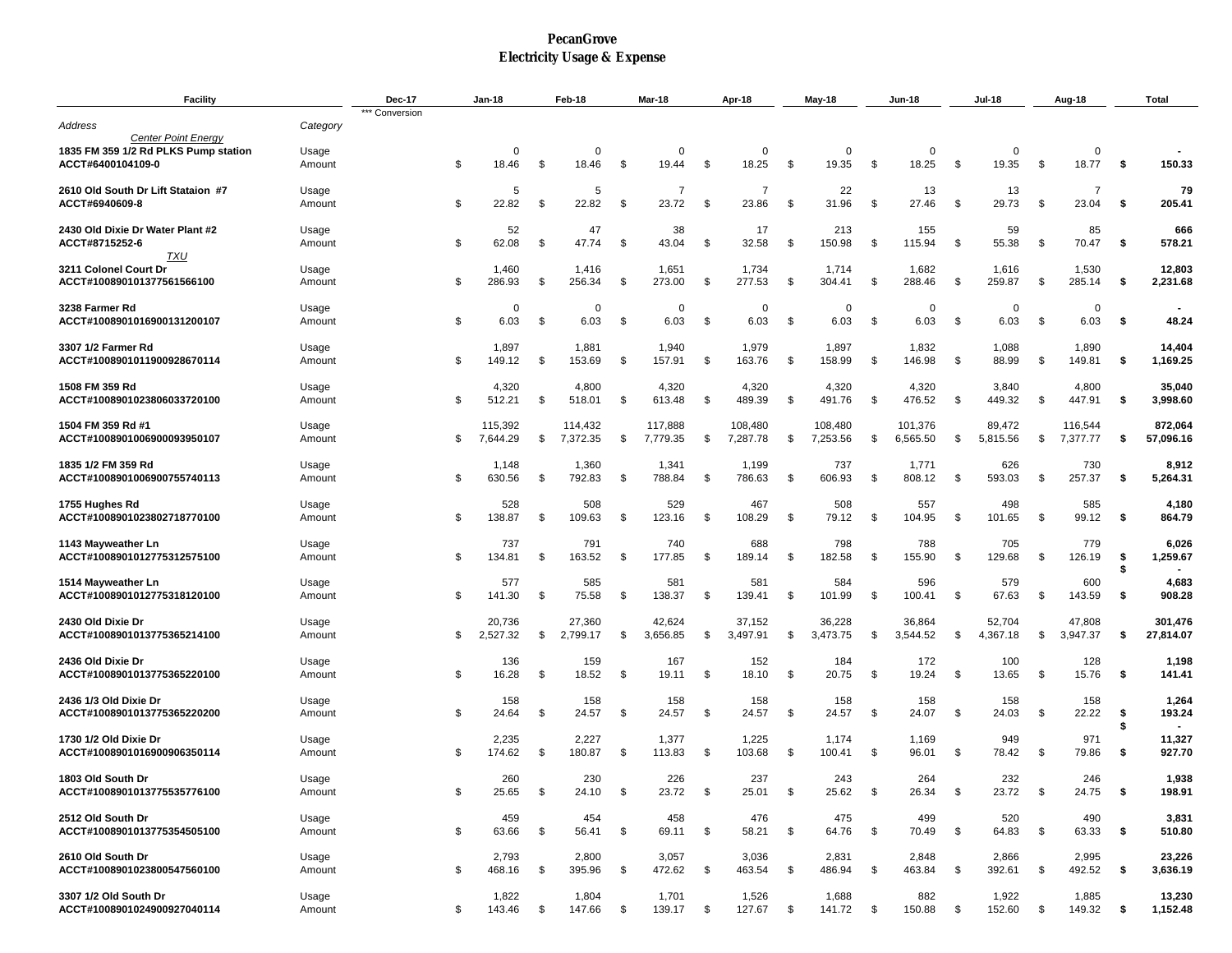# PecanGrove
## Electricity Usage & Expense

| Facility | | Dec-17 | Jan-18 | Feb-18 | Mar-18 | Apr-18 | May-18 | Jun-18 | Jul-18 | Aug-18 | Total |
|---|---|---|---|---|---|---|---|---|---|---|---|
| | | *** Conversion | | | | | | | | | |
| *Address* | *Category* | | | | | | | | | | |
| *Center Point Energy* | | | | | | | | | | | |
| 1835 FM 359 1/2 Rd PLKS Pump station | Usage | | 0 | 0 | 0 | 0 | 0 | 0 | 0 | 0 | **-** |
| ACCT#6400104109-0 | Amount | | $ 18.46 | $ 18.46 | $ 19.44 | $ 18.25 | $ 19.35 | $ 18.25 | $ 19.35 | $ 18.77 | **$ 150.33** |
| 2610 Old South Dr Lift Stataion #7 | Usage | | 5 | 5 | 7 | 7 | 22 | 13 | 13 | 7 | **79** |
| ACCT#6940609-8 | Amount | | $ 22.82 | $ 22.82 | $ 23.72 | $ 23.86 | $ 31.96 | $ 27.46 | $ 29.73 | $ 23.04 | **$ 205.41** |
| 2430 Old Dixie Dr Water Plant #2 | Usage | | 52 | 47 | 38 | 17 | 213 | 155 | 59 | 85 | **666** |
| ACCT#8715252-6 | Amount | | $ 62.08 | $ 47.74 | $ 43.04 | $ 32.58 | $ 150.98 | $ 115.94 | $ 55.38 | $ 70.47 | **$ 578.21** |
| *TXU* | | | | | | | | | | | |
| 3211 Colonel Court Dr | Usage | | 1,460 | 1,416 | 1,651 | 1,734 | 1,714 | 1,682 | 1,616 | 1,530 | **12,803** |
| ACCT#1008901013775615661​00 | Amount | | $ 286.93 | $ 256.34 | $ 273.00 | $ 277.53 | $ 304.41 | $ 288.46 | $ 259.87 | $ 285.14 | **$ 2,231.68** |
| 3238 Farmer Rd | Usage | | 0 | 0 | 0 | 0 | 0 | 0 | 0 | 0 | **-** |
| ACCT#100890101690013120​0107 | Amount | | $ 6.03 | $ 6.03 | $ 6.03 | $ 6.03 | $ 6.03 | $ 6.03 | $ 6.03 | $ 6.03 | **$ 48.24** |
| 3307 1/2 Farmer Rd | Usage | | 1,897 | 1,881 | 1,940 | 1,979 | 1,897 | 1,832 | 1,088 | 1,890 | **14,404** |
| ACCT#10089010119009286​70114 | Amount | | $ 149.12 | $ 153.69 | $ 157.91 | $ 163.76 | $ 158.99 | $ 146.98 | $ 88.99 | $ 149.81 | **$ 1,169.25** |
| 1508 FM 359 Rd | Usage | | 4,320 | 4,800 | 4,320 | 4,320 | 4,320 | 4,320 | 3,840 | 4,800 | **35,040** |
| ACCT#10089010238060337​20100 | Amount | | $ 512.21 | $ 518.01 | $ 613.48 | $ 489.39 | $ 491.76 | $ 476.52 | $ 449.32 | $ 447.91 | **$ 3,998.60** |
| 1504 FM 359 Rd #1 | Usage | | 115,392 | 114,432 | 117,888 | 108,480 | 108,480 | 101,376 | 89,472 | 116,544 | **872,064** |
| ACCT#10089010069000939​50107 | Amount | | $ 7,644.29 | $ 7,372.35 | $ 7,779.35 | $ 7,287.78 | $ 7,253.56 | $ 6,565.50 | $ 5,815.56 | $ 7,377.77 | **$ 57,096.16** |
| 1835 1/2 FM 359 Rd | Usage | | 1,148 | 1,360 | 1,341 | 1,199 | 737 | 1,771 | 626 | 730 | **8,912** |
| ACCT#10089010069007557​40113 | Amount | | $ 630.56 | $ 792.83 | $ 788.84 | $ 786.63 | $ 606.93 | $ 808.12 | $ 593.03 | $ 257.37 | **$ 5,264.31** |
| 1755 Hughes Rd | Usage | | 528 | 508 | 529 | 467 | 508 | 557 | 498 | 585 | **4,180** |
| ACCT#10089010238027187​70100 | Amount | | $ 138.87 | $ 109.63 | $ 123.16 | $ 108.29 | $ 79.12 | $ 104.95 | $ 101.65 | $ 99.12 | **$ 864.79** |
| 1143 Mayweather Ln | Usage | | 737 | 791 | 740 | 688 | 798 | 788 | 705 | 779 | **6,026** |
| ACCT#10089010127753125​75100 | Amount | | $ 134.81 | $ 163.52 | $ 177.85 | $ 189.14 | $ 182.58 | $ 155.90 | $ 129.68 | $ 126.19 | **$ 1,259.67** |
| | | | | | | | | | | | **$ -** |
| 1514 Mayweather Ln | Usage | | 577 | 585 | 581 | 581 | 584 | 596 | 579 | 600 | **4,683** |
| ACCT#10089010127753181​20100 | Amount | | $ 141.30 | $ 75.58 | $ 138.37 | $ 139.41 | $ 101.99 | $ 100.41 | $ 67.63 | $ 143.59 | **$ 908.28** |
| 2430 Old Dixie Dr | Usage | | 20,736 | 27,360 | 42,624 | 37,152 | 36,228 | 36,864 | 52,704 | 47,808 | **301,476** |
| ACCT#10089010137753652​14100 | Amount | | $ 2,527.32 | $ 2,799.17 | $ 3,656.85 | $ 3,497.91 | $ 3,473.75 | $ 3,544.52 | $ 4,367.18 | $ 3,947.37 | **$ 27,814.07** |
| 2436 Old Dixie Dr | Usage | | 136 | 159 | 167 | 152 | 184 | 172 | 100 | 128 | **1,198** |
| ACCT#10089010137753652​20100 | Amount | | $ 16.28 | $ 18.52 | $ 19.11 | $ 18.10 | $ 20.75 | $ 19.24 | $ 13.65 | $ 15.76 | **$ 141.41** |
| 2436 1/3 Old Dixie Dr | Usage | | 158 | 158 | 158 | 158 | 158 | 158 | 158 | 158 | **1,264** |
| ACCT#10089010137753652​20200 | Amount | | $ 24.64 | $ 24.57 | $ 24.57 | $ 24.57 | $ 24.57 | $ 24.07 | $ 24.03 | $ 22.22 | **$ 193.24** |
| | | | | | | | | | | | **$ -** |
| 1730 1/2 Old Dixie Dr | Usage | | 2,235 | 2,227 | 1,377 | 1,225 | 1,174 | 1,169 | 949 | 971 | **11,327** |
| ACCT#10089010169009063​50114 | Amount | | $ 174.62 | $ 180.87 | $ 113.83 | $ 103.68 | $ 100.41 | $ 96.01 | $ 78.42 | $ 79.86 | **$ 927.70** |
| 1803 Old South Dr | Usage | | 260 | 230 | 226 | 237 | 243 | 264 | 232 | 246 | **1,938** |
| ACCT#10089010137755357​76100 | Amount | | $ 25.65 | $ 24.10 | $ 23.72 | $ 25.01 | $ 25.62 | $ 26.34 | $ 23.72 | $ 24.75 | **$ 198.91** |
| 2512 Old South Dr | Usage | | 459 | 454 | 458 | 476 | 475 | 499 | 520 | 490 | **3,831** |
| ACCT#10089010137753545​05100 | Amount | | $ 63.66 | $ 56.41 | $ 69.11 | $ 58.21 | $ 64.76 | $ 70.49 | $ 64.83 | $ 63.33 | **$ 510.80** |
| 2610 Old South Dr | Usage | | 2,793 | 2,800 | 3,057 | 3,036 | 2,831 | 2,848 | 2,866 | 2,995 | **23,226** |
| ACCT#10089010238005475​60100 | Amount | | $ 468.16 | $ 395.96 | $ 472.62 | $ 463.54 | $ 486.94 | $ 463.84 | $ 392.61 | $ 492.52 | **$ 3,636.19** |
| 3307 1/2 Old South Dr | Usage | | 1,822 | 1,804 | 1,701 | 1,526 | 1,688 | 882 | 1,922 | 1,885 | **13,230** |
| ACCT#10089010249009270​40114 | Amount | | $ 143.46 | $ 147.66 | $ 139.17 | $ 127.67 | $ 141.72 | $ 150.88 | $ 152.60 | $ 149.32 | **$ 1,152.48** |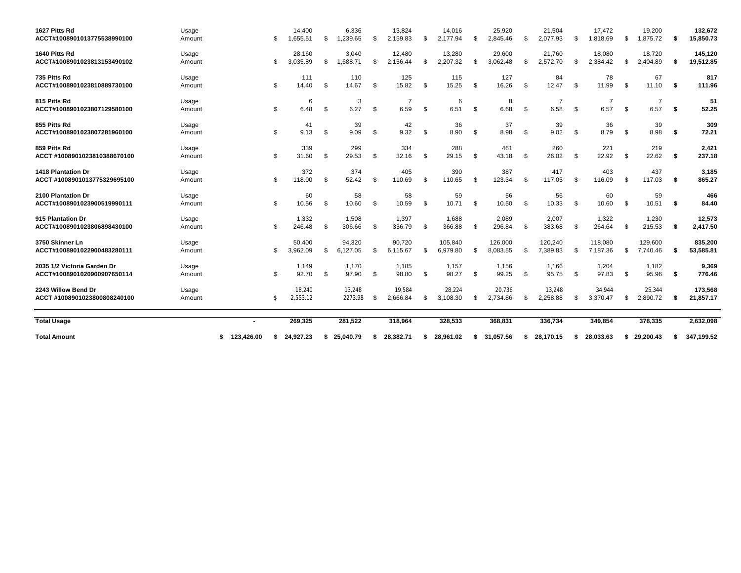| | | | | | | | | | | | |
|---|---|---|---|---|---|---|---|---|---|---|---|
| **1627 Pitts Rd** | Usage | | 14,400 | 6,336 | 13,824 | 14,016 | 25,920 | 21,504 | 17,472 | 19,200 | **132,672** |
| **ACCT#1008901013775538990100** | Amount | | $ 1,655.51 | $ 1,239.65 | $ 2,159.83 | $ 2,177.94 | $ 2,845.46 | $ 2,077.93 | $ 1,818.69 | $ 1,875.72 | **$ 15,850.73** |
| **1640 Pitts Rd** | Usage | | 28,160 | 3,040 | 12,480 | 13,280 | 29,600 | 21,760 | 18,080 | 18,720 | **145,120** |
| **ACCT#1008901023813153490102** | Amount | | $ 3,035.89 | $ 1,688.71 | $ 2,156.44 | $ 2,207.32 | $ 3,062.48 | $ 2,572.70 | $ 2,384.42 | $ 2,404.89 | **$ 19,512.85** |
| **735 Pitts Rd** | Usage | | 111 | 110 | 125 | 115 | 127 | 84 | 78 | 67 | **817** |
| **ACCT#1008901023810889730100** | Amount | | $ 14.40 | $ 14.67 | $ 15.82 | $ 15.25 | $ 16.26 | $ 12.47 | $ 11.99 | $ 11.10 | **$ 111.96** |
| **815 Pitts Rd** | Usage | | 6 | 3 | 7 | 6 | 8 | 7 | 7 | 7 | **51** |
| **ACCT#1008901023807129580100** | Amount | | $ 6.48 | $ 6.27 | $ 6.59 | $ 6.51 | $ 6.68 | $ 6.58 | $ 6.57 | $ 6.57 | **$ 52.25** |
| **855 Pitts Rd** | Usage | | 41 | 39 | 42 | 36 | 37 | 39 | 36 | 39 | **309** |
| **ACCT#1008901023807281960100** | Amount | | $ 9.13 | $ 9.09 | $ 9.32 | $ 8.90 | $ 8.98 | $ 9.02 | $ 8.79 | $ 8.98 | **$ 72.21** |
| **859 Pitts Rd** | Usage | | 339 | 299 | 334 | 288 | 461 | 260 | 221 | 219 | **2,421** |
| **ACCT #1008901023810388670100** | Amount | | $ 31.60 | $ 29.53 | $ 32.16 | $ 29.15 | $ 43.18 | $ 26.02 | $ 22.92 | $ 22.62 | **$ 237.18** |
| **1418 Plantation Dr** | Usage | | 372 | 374 | 405 | 390 | 387 | 417 | 403 | 437 | **3,185** |
| **ACCT #1008901013775329695100** | Amount | | $ 118.00 | $ 52.42 | $ 110.69 | $ 110.65 | $ 123.34 | $ 117.05 | $ 116.09 | $ 117.03 | **$ 865.27** |
| **2100 Plantation Dr** | Usage | | 60 | 58 | 58 | 59 | 56 | 56 | 60 | 59 | **466** |
| **ACCT#1008901023900519990111** | Amount | | $ 10.56 | $ 10.60 | $ 10.59 | $ 10.71 | $ 10.50 | $ 10.33 | $ 10.60 | $ 10.51 | **$ 84.40** |
| **915 Plantation Dr** | Usage | | 1,332 | 1,508 | 1,397 | 1,688 | 2,089 | 2,007 | 1,322 | 1,230 | **12,573** |
| **ACCT#1008901023806898430100** | Amount | | $ 246.48 | $ 306.66 | $ 336.79 | $ 366.88 | $ 296.84 | $ 383.68 | $ 264.64 | $ 215.53 | **$ 2,417.50** |
| **3750 Skinner Ln** | Usage | | 50,400 | 94,320 | 90,720 | 105,840 | 126,000 | 120,240 | 118,080 | 129,600 | **835,200** |
| **ACCT#1008901022900483280111** | Amount | | $ 3,962.09 | $ 6,127.05 | $ 6,115.67 | $ 6,979.80 | $ 8,083.55 | $ 7,389.83 | $ 7,187.36 | $ 7,740.46 | **$ 53,585.81** |
| **2035 1/2 Victoria Garden Dr** | Usage | | 1,149 | 1,170 | 1,185 | 1,157 | 1,156 | 1,166 | 1,204 | 1,182 | **9,369** |
| **ACCT#1008901020900907650114** | Amount | | $ 92.70 | $ 97.90 | $ 98.80 | $ 98.27 | $ 99.25 | $ 95.75 | $ 97.83 | $ 95.96 | **$ 776.46** |
| **2243 Willow Bend Dr** | Usage | | 18,240 | 13,248 | 19,584 | 28,224 | 20,736 | 13,248 | 34,944 | 25,344 | **173,568** |
| **ACCT #1008901023800808240100** | Amount | | $ 2,553.12 | 2273.98 | $ 2,666.84 | $ 3,108.30 | $ 2,734.86 | $ 2,258.88 | $ 3,370.47 | $ 2,890.72 | **$ 21,857.17** |
| **Total Usage** | | **-** | **269,325** | **281,522** | **318,964** | **328,533** | **368,831** | **336,734** | **349,854** | **378,335** | **2,632,098** |
| **Total Amount** | | **$ 123,426.00** | **$ 24,927.23** | **$ 25,040.79** | **$ 28,382.71** | **$ 28,961.02** | **$ 31,057.56** | **$ 28,170.15** | **$ 28,033.63** | **$ 29,200.43** | **$ 347,199.52** |